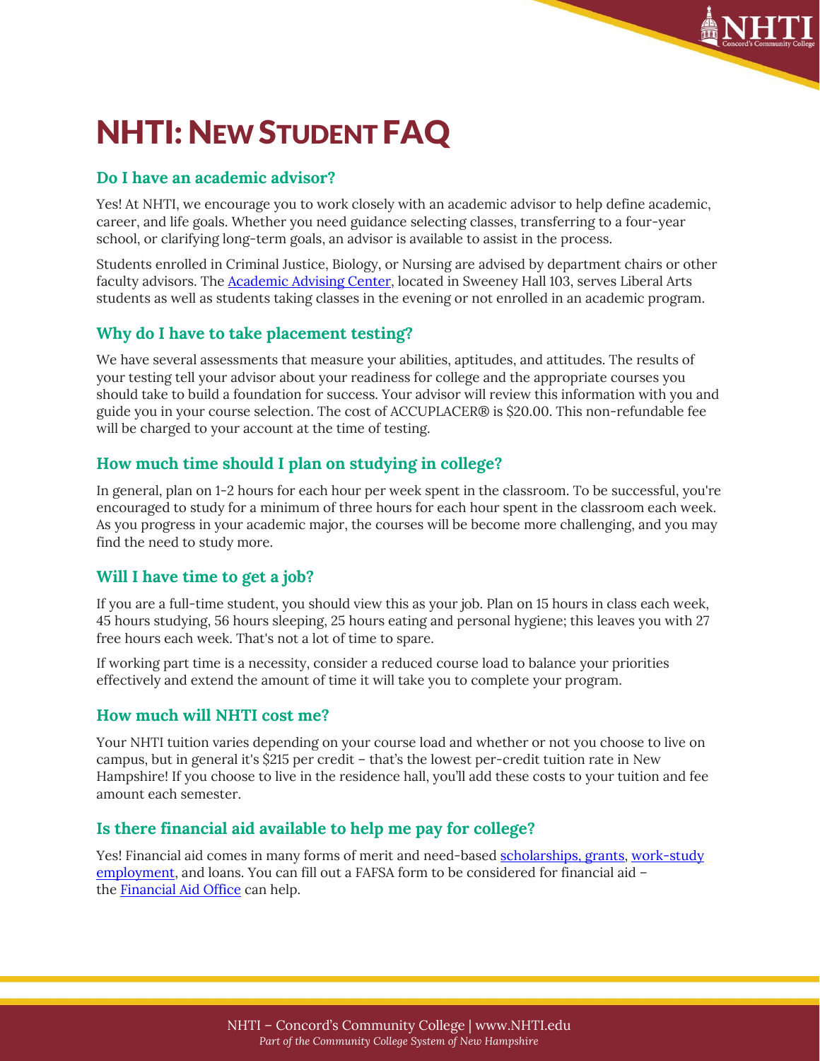# NHTI: New Student FAQ

### Do I have an academic advisor?

Yes! At NHTI, we encourage you to work closely with an academic advisor to help define academic, career, and life goals. Whether you need guidance selecting classes, transferring to a four-year school, or clarifying long-term goals, an advisor is available to assist in the process.

Students enrolled in Criminal Justice, Biology, or Nursing are advised by department chairs or other faculty advisors. The Academic Advising Center, located in Sweeney Hall 103, serves Liberal Arts students as well as students taking classes in the evening or not enrolled in an academic program.

### Why do I have to take placement testing?

We have several assessments that measure your abilities, aptitudes, and attitudes. The results of your testing tell your advisor about your readiness for college and the appropriate courses you should take to build a foundation for success. Your advisor will review this information with you and guide you in your course selection. The cost of ACCUPLACER® is $20.00. This non-refundable fee will be charged to your account at the time of testing.

### How much time should I plan on studying in college?

In general, plan on 1-2 hours for each hour per week spent in the classroom. To be successful, you're encouraged to study for a minimum of three hours for each hour spent in the classroom each week. As you progress in your academic major, the courses will be become more challenging, and you may find the need to study more.

### Will I have time to get a job?

If you are a full-time student, you should view this as your job. Plan on 15 hours in class each week, 45 hours studying, 56 hours sleeping, 25 hours eating and personal hygiene; this leaves you with 27 free hours each week. That's not a lot of time to spare.

If working part time is a necessity, consider a reduced course load to balance your priorities effectively and extend the amount of time it will take you to complete your program.

### How much will NHTI cost me?

Your NHTI tuition varies depending on your course load and whether or not you choose to live on campus, but in general it's $215 per credit – that's the lowest per-credit tuition rate in New Hampshire! If you choose to live in the residence hall, you'll add these costs to your tuition and fee amount each semester.

### Is there financial aid available to help me pay for college?

Yes! Financial aid comes in many forms of merit and need-based scholarships, grants, work-study employment, and loans. You can fill out a FAFSA form to be considered for financial aid – the Financial Aid Office can help.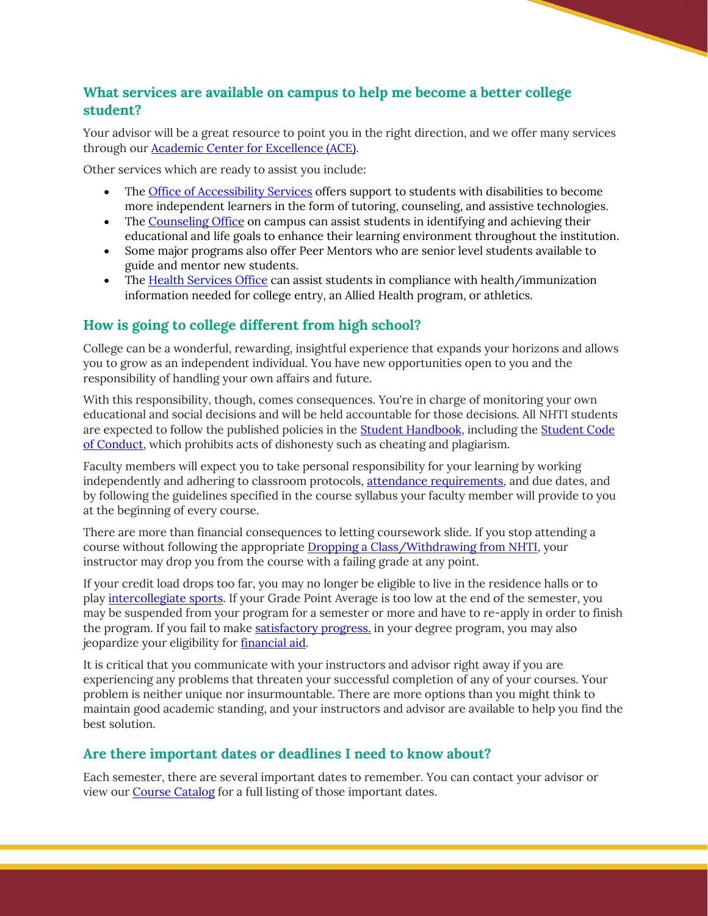## What services are available on campus to help me become a better college student?

Your advisor will be a great resource to point you in the right direction, and we offer many services through our Academic Center for Excellence (ACE).

Other services which are ready to assist you include:

- The Office of Accessibility Services offers support to students with disabilities to become more independent learners in the form of tutoring, counseling, and assistive technologies.
- The Counseling Office on campus can assist students in identifying and achieving their educational and life goals to enhance their learning environment throughout the institution.
- Some major programs also offer Peer Mentors who are senior level students available to guide and mentor new students.
- The Health Services Office can assist students in compliance with health/immunization information needed for college entry, an Allied Health program, or athletics.

## How is going to college different from high school?

College can be a wonderful, rewarding, insightful experience that expands your horizons and allows you to grow as an independent individual. You have new opportunities open to you and the responsibility of handling your own affairs and future.

With this responsibility, though, comes consequences. You're in charge of monitoring your own educational and social decisions and will be held accountable for those decisions. All NHTI students are expected to follow the published policies in the Student Handbook, including the Student Code of Conduct, which prohibits acts of dishonesty such as cheating and plagiarism.

Faculty members will expect you to take personal responsibility for your learning by working independently and adhering to classroom protocols, attendance requirements, and due dates, and by following the guidelines specified in the course syllabus your faculty member will provide to you at the beginning of every course.

There are more than financial consequences to letting coursework slide. If you stop attending a course without following the appropriate Dropping a Class/Withdrawing from NHTI, your instructor may drop you from the course with a failing grade at any point.

If your credit load drops too far, you may no longer be eligible to live in the residence halls or to play intercollegiate sports. If your Grade Point Average is too low at the end of the semester, you may be suspended from your program for a semester or more and have to re-apply in order to finish the program. If you fail to make satisfactory progress. in your degree program, you may also jeopardize your eligibility for financial aid.

It is critical that you communicate with your instructors and advisor right away if you are experiencing any problems that threaten your successful completion of any of your courses. Your problem is neither unique nor insurmountable. There are more options than you might think to maintain good academic standing, and your instructors and advisor are available to help you find the best solution.

## Are there important dates or deadlines I need to know about?

Each semester, there are several important dates to remember. You can contact your advisor or view our Course Catalog for a full listing of those important dates.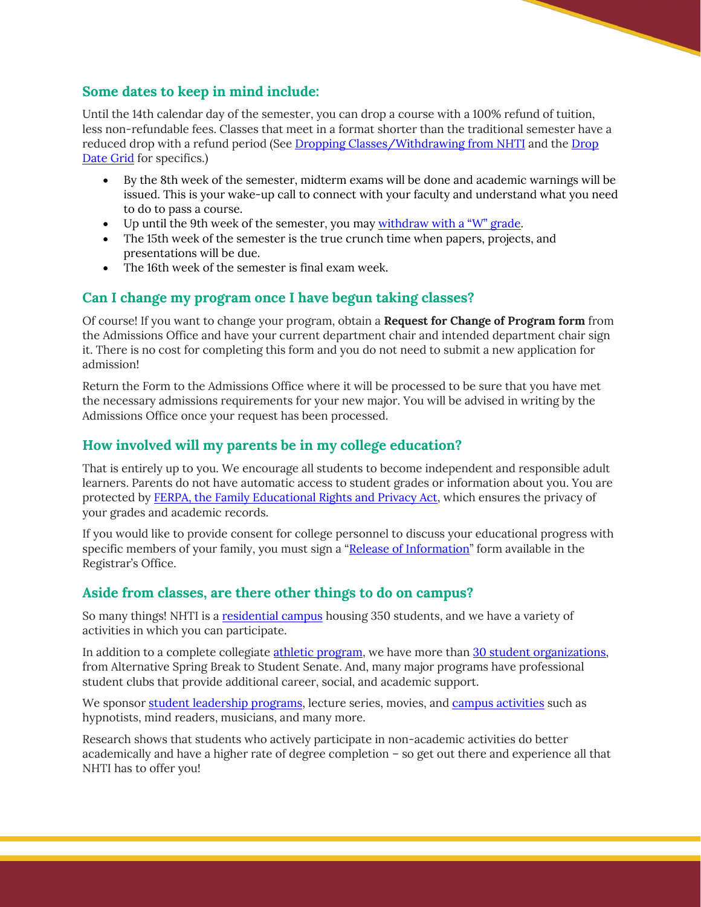### Some dates to keep in mind include:

Until the 14th calendar day of the semester, you can drop a course with a 100% refund of tuition, less non-refundable fees. Classes that meet in a format shorter than the traditional semester have a reduced drop with a refund period (See Dropping Classes/Withdrawing from NHTI and the Drop Date Grid for specifics.)

- By the 8th week of the semester, midterm exams will be done and academic warnings will be issued. This is your wake-up call to connect with your faculty and understand what you need to do to pass a course.
- Up until the 9th week of the semester, you may withdraw with a "W" grade.
- The 15th week of the semester is the true crunch time when papers, projects, and presentations will be due.
- The 16th week of the semester is final exam week.

### Can I change my program once I have begun taking classes?

Of course! If you want to change your program, obtain a **Request for Change of Program form** from the Admissions Office and have your current department chair and intended department chair sign it. There is no cost for completing this form and you do not need to submit a new application for admission!

Return the Form to the Admissions Office where it will be processed to be sure that you have met the necessary admissions requirements for your new major. You will be advised in writing by the Admissions Office once your request has been processed.

### How involved will my parents be in my college education?

That is entirely up to you. We encourage all students to become independent and responsible adult learners. Parents do not have automatic access to student grades or information about you. You are protected by FERPA, the Family Educational Rights and Privacy Act, which ensures the privacy of your grades and academic records.

If you would like to provide consent for college personnel to discuss your educational progress with specific members of your family, you must sign a "Release of Information" form available in the Registrar's Office.

### Aside from classes, are there other things to do on campus?

So many things! NHTI is a residential campus housing 350 students, and we have a variety of activities in which you can participate.

In addition to a complete collegiate athletic program, we have more than 30 student organizations, from Alternative Spring Break to Student Senate. And, many major programs have professional student clubs that provide additional career, social, and academic support.

We sponsor student leadership programs, lecture series, movies, and campus activities such as hypnotists, mind readers, musicians, and many more.

Research shows that students who actively participate in non-academic activities do better academically and have a higher rate of degree completion – so get out there and experience all that NHTI has to offer you!